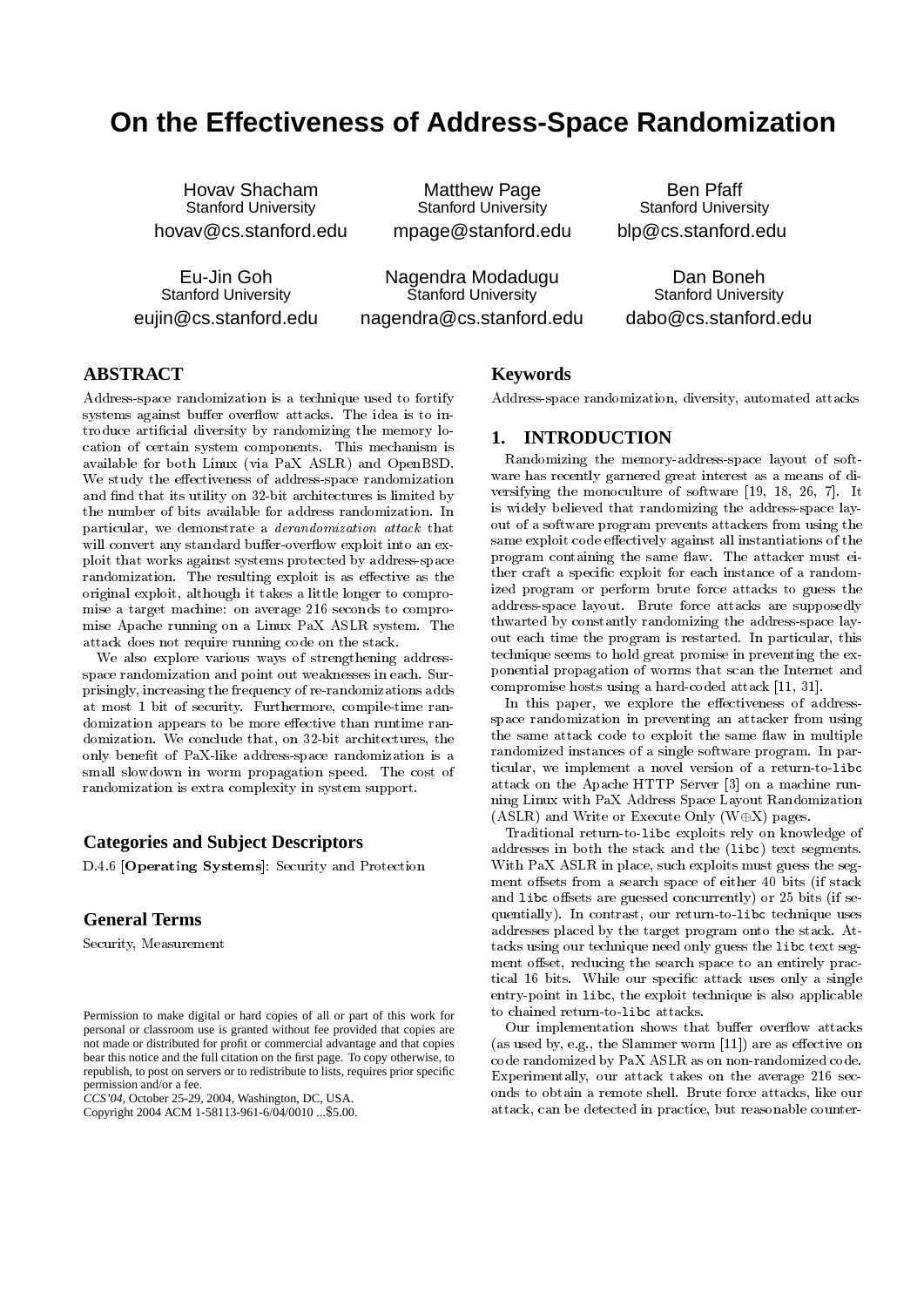# On the Effectiveness of Address-Space Randomization

Hovav Shacham
Stanford University
hovav@cs.stanford.edu

Matthew Page
Stanford University
mpage@stanford.edu

Ben Pfaff
Stanford University
blp@cs.stanford.edu

Eu-Jin Goh
Stanford University
eujin@cs.stanford.edu

Nagendra Modadugu
Stanford University
nagendra@cs.stanford.edu

Dan Boneh
Stanford University
dabo@cs.stanford.edu

## ABSTRACT

Address-space randomization is a technique used to fortify systems against buffer overflow attacks. The idea is to introduce artificial diversity by randomizing the memory location of certain system components. This mechanism is available for both Linux (via PaX ASLR) and OpenBSD. We study the effectiveness of address-space randomization and find that its utility on 32-bit architectures is limited by the number of bits available for address randomization. In particular, we demonstrate a *derandomization attack* that will convert any standard buffer-overflow exploit into an exploit that works against systems protected by address-space randomization. The resulting exploit is as effective as the original exploit, although it takes a little longer to compromise a target machine: on average 216 seconds to compromise Apache running on a Linux PaX ASLR system. The attack does not require running code on the stack.

We also explore various ways of strengthening address-space randomization and point out weaknesses in each. Surprisingly, increasing the frequency of re-randomizations adds at most 1 bit of security. Furthermore, compile-time randomization appears to be more effective than runtime randomization. We conclude that, on 32-bit architectures, the only benefit of PaX-like address-space randomization is a small slowdown in worm propagation speed. The cost of randomization is extra complexity in system support.

## Categories and Subject Descriptors

D.4.6 [**Operating Systems**]: Security and Protection

## General Terms

Security, Measurement

Permission to make digital or hard copies of all or part of this work for personal or classroom use is granted without fee provided that copies are not made or distributed for profit or commercial advantage and that copies bear this notice and the full citation on the first page. To copy otherwise, to republish, to post on servers or to redistribute to lists, requires prior specific permission and/or a fee.
*CCS'04*, October 25-29, 2004, Washington, DC, USA.
Copyright 2004 ACM 1-58113-961-6/04/0010 ...$5.00.

## Keywords

Address-space randomization, diversity, automated attacks

## 1. INTRODUCTION

Randomizing the memory-address-space layout of software has recently garnered great interest as a means of diversifying the monoculture of software [19, 18, 26, 7]. It is widely believed that randomizing the address-space layout of a software program prevents attackers from using the same exploit code effectively against all instantiations of the program containing the same flaw. The attacker must either craft a specific exploit for each instance of a randomized program or perform brute force attacks to guess the address-space layout. Brute force attacks are supposedly thwarted by constantly randomizing the address-space layout each time the program is restarted. In particular, this technique seems to hold great promise in preventing the exponential propagation of worms that scan the Internet and compromise hosts using a hard-coded attack [11, 31].

In this paper, we explore the effectiveness of address-space randomization in preventing an attacker from using the same attack code to exploit the same flaw in multiple randomized instances of a single software program. In particular, we implement a novel version of a return-to-`libc` attack on the Apache HTTP Server [3] on a machine running Linux with PaX Address Space Layout Randomization (ASLR) and Write or Execute Only (W$\oplus$X) pages.

Traditional return-to-`libc` exploits rely on knowledge of addresses in both the stack and the (`libc`) text segments. With PaX ASLR in place, such exploits must guess the segment offsets from a search space of either 40 bits (if stack and `libc` offsets are guessed concurrently) or 25 bits (if sequentially). In contrast, our return-to-`libc` technique uses addresses placed by the target program onto the stack. Attacks using our technique need only guess the `libc` text segment offset, reducing the search space to an entirely practical 16 bits. While our specific attack uses only a single entry-point in `libc`, the exploit technique is also applicable to chained return-to-`libc` attacks.

Our implementation shows that buffer overflow attacks (as used by, e.g., the Slammer worm [11]) are as effective on code randomized by PaX ASLR as on non-randomized code. Experimentally, our attack takes on the average 216 seconds to obtain a remote shell. Brute force attacks, like our attack, can be detected in practice, but reasonable counter-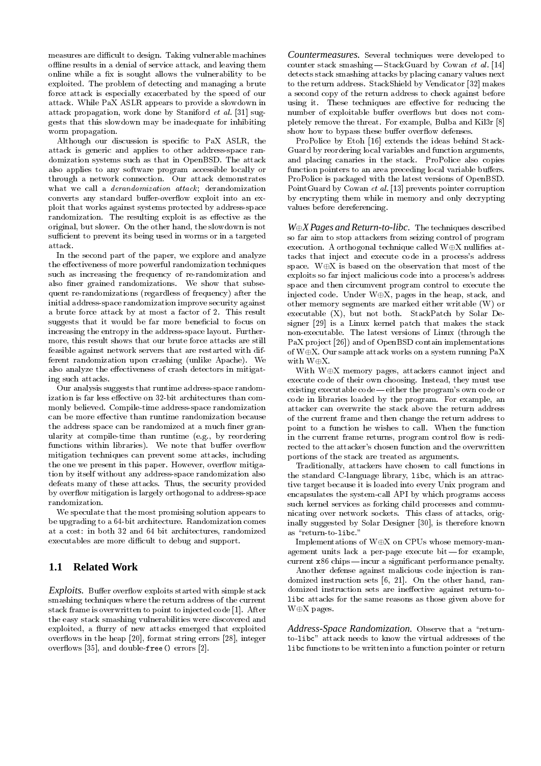measures are difficult to design. Taking vulnerable machines offline results in a denial of service attack, and leaving them online while a fix is sought allows the vulnerability to be exploited. The problem of detecting and managing a brute force attack is especially exacerbated by the speed of our attack. While PaX ASLR appears to provide a slowdown in attack propagation, work done by Staniford *et al.* [31] suggests that this slowdown may be inadequate for inhibiting worm propagation.

Although our discussion is specific to PaX ASLR, the attack is generic and applies to other address-space randomization systems such as that in OpenBSD. The attack also applies to any software program accessible locally or through a network connection. Our attack demonstrates what we call a *derandomization attack*; derandomization converts any standard buffer-overflow exploit into an exploit that works against systems protected by address-space randomization. The resulting exploit is as effective as the original, but slower. On the other hand, the slowdown is not sufficient to prevent its being used in worms or in a targeted attack.

In the second part of the paper, we explore and analyze the effectiveness of more powerful randomization techniques such as increasing the frequency of re-randomization and also finer grained randomizations. We show that subsequent re-randomizations (regardless of frequency) after the initial address-space randomization improve security against a brute force attack by at most a factor of 2. This result suggests that it would be far more beneficial to focus on increasing the entropy in the address-space layout. Furthermore, this result shows that our brute force attacks are still feasible against network servers that are restarted with different randomization upon crashing (unlike Apache). We also analyze the effectiveness of crash detectors in mitigating such attacks.

Our analysis suggests that runtime address-space randomization is far less effective on 32-bit architectures than commonly believed. Compile-time address-space randomization can be more effective than runtime randomization because the address space can be randomized at a much finer granularity at compile-time than runtime (e.g., by reordering functions within libraries). We note that buffer overflow mitigation techniques can prevent some attacks, including the one we present in this paper. However, overflow mitigation by itself without any address-space randomization also defeats many of these attacks. Thus, the security provided by overflow mitigation is largely orthogonal to address-space randomization.

We speculate that the most promising solution appears to be upgrading to a 64-bit architecture. Randomization comes at a cost: in both 32 and 64 bit architectures, randomized executables are more difficult to debug and support.

## 1.1 Related Work

***Exploits.*** Buffer overflow exploits started with simple stack smashing techniques where the return address of the current stack frame is overwritten to point to injected code [1]. After the easy stack smashing vulnerabilities were discovered and exploited, a flurry of new attacks emerged that exploited overflows in the heap [20], format string errors [28], integer overflows [35], and double-`free()` errors [2].

***Countermeasures.*** Several techniques were developed to counter stack smashing — StackGuard by Cowan *et al.* [14] detects stack smashing attacks by placing canary values next to the return address. StackShield by Vendicator [32] makes a second copy of the return address to check against before using it. These techniques are effective for reducing the number of exploitable buffer overflows but does not completely remove the threat. For example, Bulba and Kil3r [8] show how to bypass these buffer overflow defenses.

ProPolice by Etoh [16] extends the ideas behind StackGuard by reordering local variables and function arguments, and placing canaries in the stack. ProPolice also copies function pointers to an area preceding local variable buffers. ProPolice is packaged with the latest versions of OpenBSD. PointGuard by Cowan *et al.* [13] prevents pointer corruption by encrypting them while in memory and only decrypting values before dereferencing.

***W⊕X Pages and Return-to-libc.*** The techniques described so far aim to stop attackers from seizing control of program execution. A orthogonal technique called W⊕X nullifies attacks that inject and execute code in a process's address space. W⊕X is based on the observation that most of the exploits so far inject malicious code into a process's address space and then circumvent program control to execute the injected code. Under W⊕X, pages in the heap, stack, and other memory segments are marked either writable (W) or executable (X), but not both. StackPatch by Solar Designer [29] is a Linux kernel patch that makes the stack non-executable. The latest versions of Linux (through the PaX project [26]) and of OpenBSD contain implementations of W⊕X. Our sample attack works on a system running PaX with W⊕X.

With W⊕X memory pages, attackers cannot inject and execute code of their own choosing. Instead, they must use existing executable code — either the program's own code or code in libraries loaded by the program. For example, an attacker can overwrite the stack above the return address of the current frame and then change the return address to point to a function he wishes to call. When the function in the current frame returns, program control flow is redirected to the attacker's chosen function and the overwritten portions of the stack are treated as arguments.

Traditionally, attackers have chosen to call functions in the standard C-language library, `libc`, which is an attractive target because it is loaded into every Unix program and encapsulates the system-call API by which programs access such kernel services as forking child processes and communicating over network sockets. This class of attacks, originally suggested by Solar Designer [30], is therefore known as "return-to-`libc`."

Implementations of W⊕X on CPUs whose memory-management units lack a per-page execute bit — for example, current `x86` chips — incur a significant performance penalty.

Another defense against malicious code injection is randomized instruction sets [6, 21]. On the other hand, randomized instruction sets are ineffective against return-to-`libc` attacks for the same reasons as those given above for W⊕X pages.

***Address-Space Randomization.*** Observe that a "return-to-`libc`" attack needs to know the virtual addresses of the `libc` functions to be written into a function pointer or return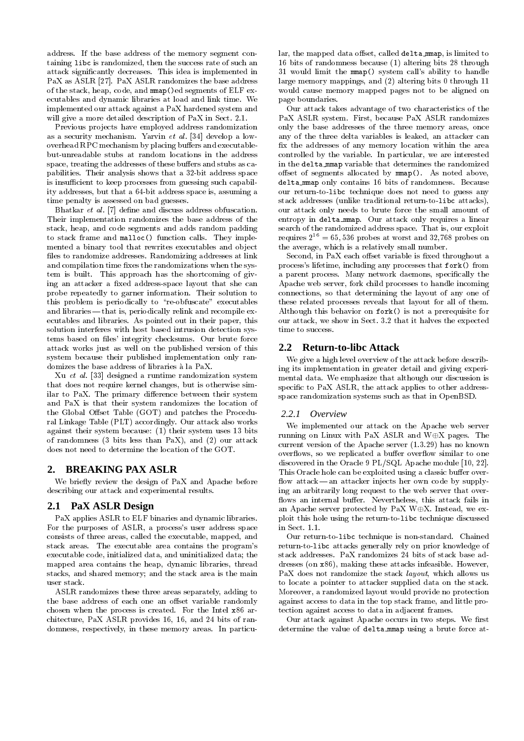address. If the base address of the memory segment containing libc is randomized, then the success rate of such an attack significantly decreases. This idea is implemented in PaX as ASLR [27]. PaX ASLR randomizes the base address of the stack, heap, code, and mmap()ed segments of ELF executables and dynamic libraries at load and link time. We implemented our attack against a PaX hardened system and will give a more detailed description of PaX in Sect. 2.1.

Previous projects have employed address randomization as a security mechanism. Yarvin *et al.* [34] develop a low-overhead RPC mechanism by placing buffers and executable-but-unreadable stubs at random locations in the address space, treating the addresses of these buffers and stubs as capabilities. Their analysis shows that a 32-bit address space is insufficient to keep processes from guessing such capability addresses, but that a 64-bit address space is, assuming a time penalty is assessed on bad guesses.

Bhatkar *et al.* [7] define and discuss address obfuscation. Their implementation randomizes the base address of the stack, heap, and code segments and adds random padding to stack frame and malloc() function calls. They implemented a binary tool that rewrites executables and object files to randomize addresses. Randomizing addresses at link and compilation time fixes the randomizations when the system is built. This approach has the shortcoming of giving an attacker a fixed address-space layout that she can probe repeatedly to garner information. Their solution to this problem is periodically to "re-obfuscate" executables and libraries — that is, periodically relink and recompile executables and libraries. As pointed out in their paper, this solution interferes with host based intrusion detection systems based on files' integrity checksums. Our brute force attack works just as well on the published version of this system because their published implementation only randomizes the base address of libraries à la PaX.

Xu *et al.* [33] designed a runtime randomization system that does not require kernel changes, but is otherwise similar to PaX. The primary difference between their system and PaX is that their system randomizes the location of the Global Offset Table (GOT) and patches the Procedural Linkage Table (PLT) accordingly. Our attack also works against their system because: (1) their system uses 13 bits of randomness (3 bits less than PaX), and (2) our attack does not need to determine the location of the GOT.

## 2. BREAKING PAX ASLR

We briefly review the design of PaX and Apache before describing our attack and experimental results.

### 2.1 PaX ASLR Design

PaX applies ASLR to ELF binaries and dynamic libraries. For the purposes of ASLR, a process's user address space consists of three areas, called the executable, mapped, and stack areas. The executable area contains the program's executable code, initialized data, and uninitialized data; the mapped area contains the heap, dynamic libraries, thread stacks, and shared memory; and the stack area is the main user stack.

ASLR randomizes these three areas separately, adding to the base address of each one an offset variable randomly chosen when the process is created. For the Intel x86 architecture, PaX ASLR provides 16, 16, and 24 bits of randomness, respectively, in these memory areas. In particular, the mapped data offset, called delta_mmap, is limited to 16 bits of randomness because (1) altering bits 28 through 31 would limit the mmap() system call's ability to handle large memory mappings, and (2) altering bits 0 through 11 would cause memory mapped pages not to be aligned on page boundaries.

Our attack takes advantage of two characteristics of the PaX ASLR system. First, because PaX ASLR randomizes only the base addresses of the three memory areas, once any of the three delta variables is leaked, an attacker can fix the addresses of any memory location within the area controlled by the variable. In particular, we are interested in the delta_mmap variable that determines the randomized offset of segments allocated by mmap(). As noted above, delta_mmap only contains 16 bits of randomness. Because our return-to-libc technique does not need to guess any stack addresses (unlike traditional return-to-libc attacks), our attack only needs to brute force the small amount of entropy in delta_mmap. Our attack only requires a linear search of the randomized address space. That is, our exploit requires $2^{16} = 65,536$ probes at worst and 32,768 probes on the average, which is a relatively small number.

Second, in PaX each offset variable is fixed throughout a process's lifetime, including any processes that fork() from a parent process. Many network daemons, specifically the Apache web server, fork child processes to handle incoming connections, so that determining the layout of any one of these related processes reveals that layout for all of them. Although this behavior on fork() is not a prerequisite for our attack, we show in Sect. 3.2 that it halves the expected time to success.

### 2.2 Return-to-libc Attack

We give a high level overview of the attack before describing its implementation in greater detail and giving experimental data. We emphasize that although our discussion is specific to PaX ASLR, the attack applies to other address-space randomization systems such as that in OpenBSD.

#### 2.2.1 Overview

We implemented our attack on the Apache web server running on Linux with PaX ASLR and W⊕X pages. The current version of the Apache server (1.3.29) has no known overflows, so we replicated a buffer overflow similar to one discovered in the Oracle 9 PL/SQL Apache module [10, 22]. This Oracle hole can be exploited using a classic buffer overflow attack — an attacker injects her own code by supplying an arbitrarily long request to the web server that overflows an internal buffer. Nevertheless, this attack fails in an Apache server protected by PaX W⊕X. Instead, we exploit this hole using the return-to-libc technique discussed in Sect. 1.1.

Our return-to-libc technique is non-standard. Chained return-to-libc attacks generally rely on prior knowledge of stack addresses. PaX randomizes 24 bits of stack base addresses (on x86), making these attacks infeasible. However, PaX does not randomize the stack *layout*, which allows us to locate a pointer to attacker supplied data on the stack. Moreover, a randomized layout would provide no protection against access to data in the top stack frame, and little protection against access to data in adjacent frames.

Our attack against Apache occurs in two steps. We first determine the value of delta_mmap using a brute force at-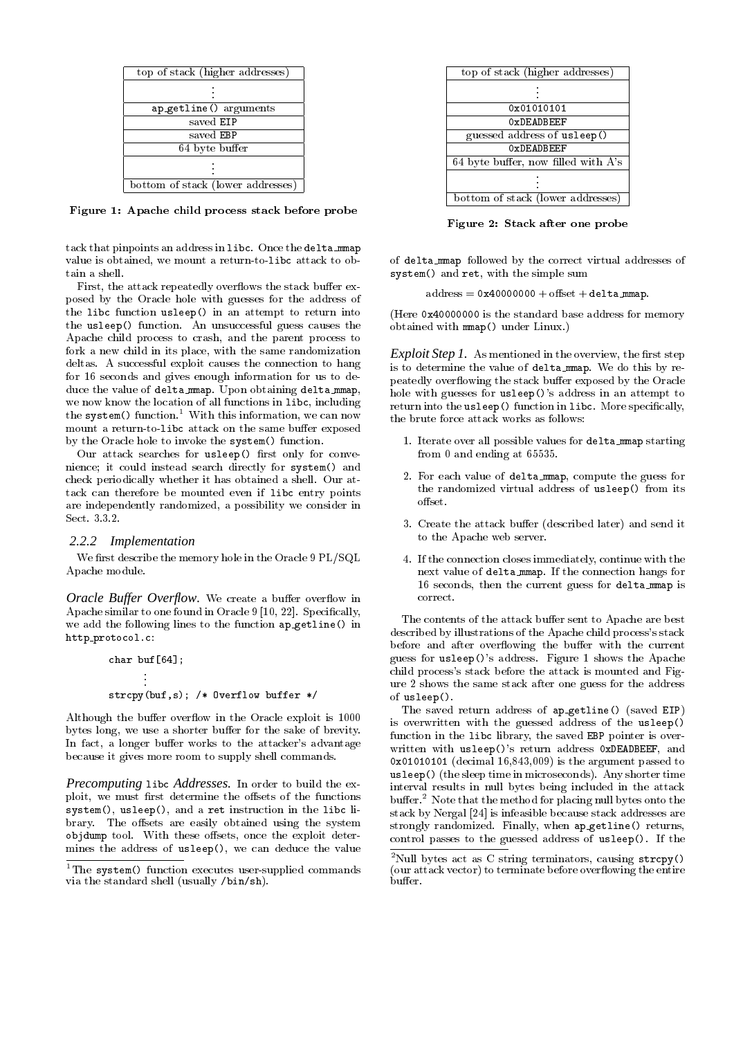| top of stack (higher addresses) |
|---|
| ⋮ |
| `ap_getline()` arguments |
| saved `EIP` |
| saved `EBP` |
| 64 byte buffer |
| ⋮ |
| bottom of stack (lower addresses) |

**Figure 1: Apache child process stack before probe**

| top of stack (higher addresses) |
|---|
| ⋮ |
| `0x01010101` |
| `0xDEADBEEF` |
| guessed address of `usleep()` |
| `0xDEADBEEF` |
| 64 byte buffer, now filled with A's |
| ⋮ |
| bottom of stack (lower addresses) |

**Figure 2: Stack after one probe**

tack that pinpoints an address in `libc`. Once the `delta_mmap` value is obtained, we mount a return-to-`libc` attack to obtain a shell.

First, the attack repeatedly overflows the stack buffer exposed by the Oracle hole with guesses for the address of the `libc` function `usleep()` in an attempt to return into the `usleep()` function. An unsuccessful guess causes the Apache child process to crash, and the parent process to fork a new child in its place, with the same randomization deltas. A successful exploit causes the connection to hang for 16 seconds and gives enough information for us to deduce the value of `delta_mmap`. Upon obtaining `delta_mmap`, we now know the location of all functions in `libc`, including the `system()` function.[1] With this information, we can now mount a return-to-`libc` attack on the same buffer exposed by the Oracle hole to invoke the `system()` function.

Our attack searches for `usleep()` first only for convenience; it could instead search directly for `system()` and check periodically whether it has obtained a shell. Our attack can therefore be mounted even if `libc` entry points are independently randomized, a possibility we consider in Sect. 3.3.2.

### 2.2.2 Implementation

We first describe the memory hole in the Oracle 9 PL/SQL Apache module.

*Oracle Buffer Overflow.* We create a buffer overflow in Apache similar to one found in Oracle 9 [10, 22]. Specifically, we add the following lines to the function `ap_getline()` in `http_protocol.c`:

```
char buf[64];
      ⋮
strcpy(buf,s); /* Overflow buffer */
```

Although the buffer overflow in the Oracle exploit is 1000 bytes long, we use a shorter buffer for the sake of brevity. In fact, a longer buffer works to the attacker's advantage because it gives more room to supply shell commands.

*Precomputing* `libc` *Addresses.* In order to build the exploit, we must first determine the offsets of the functions `system()`, `usleep()`, and a `ret` instruction in the `libc` library. The offsets are easily obtained using the system `objdump` tool. With these offsets, once the exploit determines the address of `usleep()`, we can deduce the value of `delta_mmap` followed by the correct virtual addresses of `system()` and `ret`, with the simple sum

$$\text{address} = \texttt{0x40000000} + \text{offset} + \texttt{delta\_mmap}.$$

(Here `0x40000000` is the standard base address for memory obtained with `mmap()` under Linux.)

*Exploit Step 1.* As mentioned in the overview, the first step is to determine the value of `delta_mmap`. We do this by repeatedly overflowing the stack buffer exposed by the Oracle hole with guesses for `usleep()`'s address in an attempt to return into the `usleep()` function in `libc`. More specifically, the brute force attack works as follows:

1. Iterate over all possible values for `delta_mmap` starting from 0 and ending at 65535.
2. For each value of `delta_mmap`, compute the guess for the randomized virtual address of `usleep()` from its offset.
3. Create the attack buffer (described later) and send it to the Apache web server.
4. If the connection closes immediately, continue with the next value of `delta_mmap`. If the connection hangs for 16 seconds, then the current guess for `delta_mmap` is correct.

The contents of the attack buffer sent to Apache are best described by illustrations of the Apache child process's stack before and after overflowing the buffer with the current guess for `usleep()`'s address. Figure 1 shows the Apache child process's stack before the attack is mounted and Figure 2 shows the same stack after one guess for the address of `usleep()`.

The saved return address of `ap_getline()` (saved `EIP`) is overwritten with the guessed address of the `usleep()` function in the `libc` library, the saved `EBP` pointer is overwritten with `usleep()`'s return address `0xDEADBEEF`, and `0x01010101` (decimal 16,843,009) is the argument passed to `usleep()` (the sleep time in microseconds). Any shorter time interval results in null bytes being included in the attack buffer.[2] Note that the method for placing null bytes onto the stack by Nergal [24] is infeasible because stack addresses are strongly randomized. Finally, when `ap_getline()` returns, control passes to the guessed address of `usleep()`. If the

---

[1] The `system()` function executes user-supplied commands via the standard shell (usually `/bin/sh`).

[2] Null bytes act as C string terminators, causing `strcpy()` (our attack vector) to terminate before overflowing the entire buffer.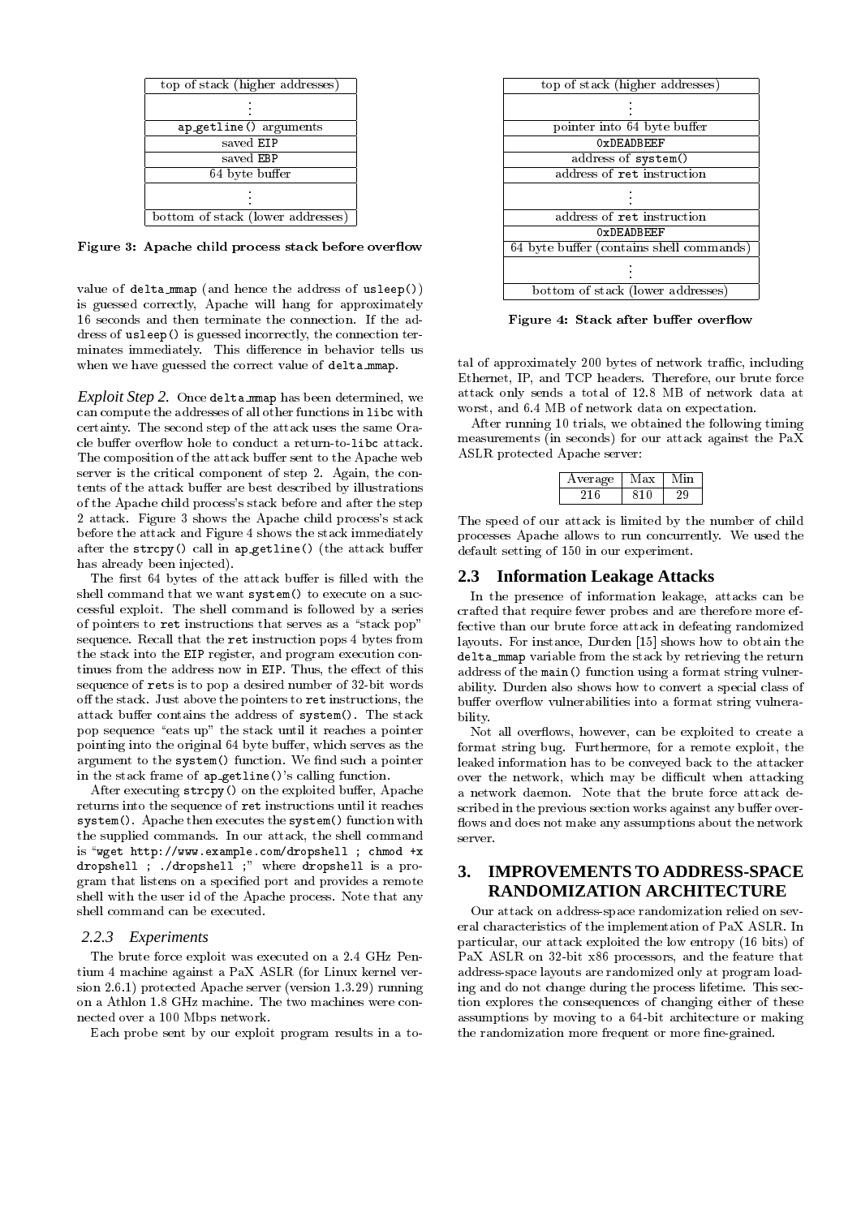| top of stack (higher addresses) |
|---|
| ⋮ |
| ap_getline() arguments |
| saved EIP |
| saved EBP |
| 64 byte buffer |
| ⋮ |
| bottom of stack (lower addresses) |

**Figure 3: Apache child process stack before overflow**

value of delta_mmap (and hence the address of usleep()) is guessed correctly, Apache will hang for approximately 16 seconds and then terminate the connection. If the address of usleep() is guessed incorrectly, the connection terminates immediately. This difference in behavior tells us when we have guessed the correct value of delta_mmap.

*Exploit Step 2.* Once delta_mmap has been determined, we can compute the addresses of all other functions in libc with certainty. The second step of the attack uses the same Oracle buffer overflow hole to conduct a return-to-libc attack. The composition of the attack buffer sent to the Apache web server is the critical component of step 2. Again, the contents of the attack buffer are best described by illustrations of the Apache child process's stack before and after the step 2 attack. Figure 3 shows the Apache child process's stack before the attack and Figure 4 shows the stack immediately after the strcpy() call in ap_getline() (the attack buffer has already been injected).

The first 64 bytes of the attack buffer is filled with the shell command that we want system() to execute on a successful exploit. The shell command is followed by a series of pointers to ret instructions that serves as a "stack pop" sequence. Recall that the ret instruction pops 4 bytes from the stack into the EIP register, and program execution continues from the address now in EIP. Thus, the effect of this sequence of rets is to pop a desired number of 32-bit words off the stack. Just above the pointers to ret instructions, the attack buffer contains the address of system(). The stack pop sequence "eats up" the stack until it reaches a pointer pointing into the original 64 byte buffer, which serves as the argument to the system() function. We find such a pointer in the stack frame of ap_getline()'s calling function.

After executing strcpy() on the exploited buffer, Apache returns into the sequence of ret instructions until it reaches system(). Apache then executes the system() function with the supplied commands. In our attack, the shell command is "wget http://www.example.com/dropshell ; chmod +x dropshell ; ./dropshell ;" where dropshell is a program that listens on a specified port and provides a remote shell with the user id of the Apache process. Note that any shell command can be executed.

### 2.2.3 Experiments

The brute force exploit was executed on a 2.4 GHz Pentium 4 machine against a PaX ASLR (for Linux kernel version 2.6.1) protected Apache server (version 1.3.29) running on a Athlon 1.8 GHz machine. The two machines were connected over a 100 Mbps network.

Each probe sent by our exploit program results in a total of approximately 200 bytes of network traffic, including Ethernet, IP, and TCP headers. Therefore, our brute force attack only sends a total of 12.8 MB of network data at worst, and 6.4 MB of network data on expectation.

| top of stack (higher addresses) |
|---|
| ⋮ |
| pointer into 64 byte buffer |
| 0xDEADBEEF |
| address of system() |
| address of ret instruction |
| ⋮ |
| address of ret instruction |
| 0xDEADBEEF |
| 64 byte buffer (contains shell commands) |
| ⋮ |
| bottom of stack (lower addresses) |

**Figure 4: Stack after buffer overflow**

After running 10 trials, we obtained the following timing measurements (in seconds) for our attack against the PaX ASLR protected Apache server:

| Average | Max | Min |
|---|---|---|
| 216 | 810 | 29 |

The speed of our attack is limited by the number of child processes Apache allows to run concurrently. We used the default setting of 150 in our experiment.

## 2.3 Information Leakage Attacks

In the presence of information leakage, attacks can be crafted that require fewer probes and are therefore more effective than our brute force attack in defeating randomized layouts. For instance, Durden [15] shows how to obtain the delta_mmap variable from the stack by retrieving the return address of the main() function using a format string vulnerability. Durden also shows how to convert a special class of buffer overflow vulnerabilities into a format string vulnerability.

Not all overflows, however, can be exploited to create a format string bug. Furthermore, for a remote exploit, the leaked information has to be conveyed back to the attacker over the network, which may be difficult when attacking a network daemon. Note that the brute force attack described in the previous section works against any buffer overflows and does not make any assumptions about the network server.

# 3. IMPROVEMENTS TO ADDRESS-SPACE RANDOMIZATION ARCHITECTURE

Our attack on address-space randomization relied on several characteristics of the implementation of PaX ASLR. In particular, our attack exploited the low entropy (16 bits) of PaX ASLR on 32-bit x86 processors, and the feature that address-space layouts are randomized only at program loading and do not change during the process lifetime. This section explores the consequences of changing either of these assumptions by moving to a 64-bit architecture or making the randomization more frequent or more fine-grained.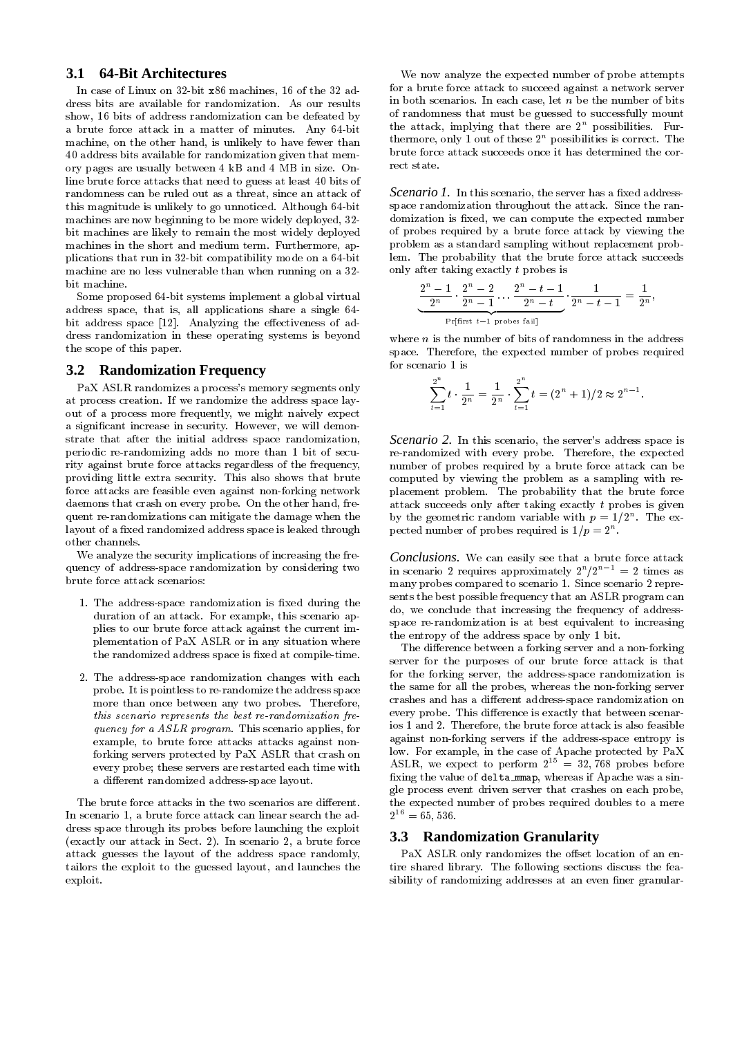### 3.1 64-Bit Architectures

In case of Linux on 32-bit x86 machines, 16 of the 32 address bits are available for randomization. As our results show, 16 bits of address randomization can be defeated by a brute force attack in a matter of minutes. Any 64-bit machine, on the other hand, is unlikely to have fewer than 40 address bits available for randomization given that memory pages are usually between 4 kB and 4 MB in size. Online brute force attacks that need to guess at least 40 bits of randomness can be ruled out as a threat, since an attack of this magnitude is unlikely to go unnoticed. Although 64-bit machines are now beginning to be more widely deployed, 32-bit machines are likely to remain the most widely deployed machines in the short and medium term. Furthermore, applications that run in 32-bit compatibility mode on a 64-bit machine are no less vulnerable than when running on a 32-bit machine.

Some proposed 64-bit systems implement a global virtual address space, that is, all applications share a single 64-bit address space [12]. Analyzing the effectiveness of address randomization in these operating systems is beyond the scope of this paper.

### 3.2 Randomization Frequency

PaX ASLR randomizes a process's memory segments only at process creation. If we randomize the address space layout of a process more frequently, we might naively expect a significant increase in security. However, we will demonstrate that after the initial address space randomization, periodic re-randomizing adds no more than 1 bit of security against brute force attacks regardless of the frequency, providing little extra security. This also shows that brute force attacks are feasible even against non-forking network daemons that crash on every probe. On the other hand, frequent re-randomizations can mitigate the damage when the layout of a fixed randomized address space is leaked through other channels.

We analyze the security implications of increasing the frequency of address-space randomization by considering two brute force attack scenarios:

1. The address-space randomization is fixed during the duration of an attack. For example, this scenario applies to our brute force attack against the current implementation of PaX ASLR or in any situation where the randomized address space is fixed at compile-time.
2. The address-space randomization changes with each probe. It is pointless to re-randomize the address space more than once between any two probes. Therefore, *this scenario represents the best re-randomization frequency for a ASLR program.* This scenario applies, for example, to brute force attacks attacks against non-forking servers protected by PaX ASLR that crash on every probe; these servers are restarted each time with a different randomized address-space layout.

The brute force attacks in the two scenarios are different. In scenario 1, a brute force attack can linear search the address space through its probes before launching the exploit (exactly our attack in Sect. 2). In scenario 2, a brute force attack guesses the layout of the address space randomly, tailors the exploit to the guessed layout, and launches the exploit.

We now analyze the expected number of probe attempts for a brute force attack to succeed against a network server in both scenarios. In each case, let $n$ be the number of bits of randomness that must be guessed to successfully mount the attack, implying that there are $2^n$ possibilities. Furthermore, only 1 out of these $2^n$ possibilities is correct. The brute force attack succeeds once it has determined the correct state.

*Scenario 1.* In this scenario, the server has a fixed address-space randomization throughout the attack. Since the randomization is fixed, we can compute the expected number of probes required by a brute force attack by viewing the problem as a standard sampling without replacement problem. The probability that the brute force attack succeeds only after taking exactly $t$ probes is

$$\underbrace{\frac{2^n-1}{2^n} \cdot \frac{2^n-2}{2^n-1} \cdots \frac{2^n-t-1}{2^n-t}}_{\Pr[\text{first } t-1 \text{ probes fail}]} \cdot \frac{1}{2^n-t-1} = \frac{1}{2^n},$$

where $n$ is the number of bits of randomness in the address space. Therefore, the expected number of probes required for scenario 1 is

$$\sum_{t=1}^{2^n} t \cdot \frac{1}{2^n} = \frac{1}{2^n} \cdot \sum_{t=1}^{2^n} t = (2^n+1)/2 \approx 2^{n-1}.$$

*Scenario 2.* In this scenario, the server's address space is re-randomized with every probe. Therefore, the expected number of probes required by a brute force attack can be computed by viewing the problem as a sampling with replacement problem. The probability that the brute force attack succeeds only after taking exactly $t$ probes is given by the geometric random variable with $p = 1/2^n$. The expected number of probes required is $1/p = 2^n$.

*Conclusions.* We can easily see that a brute force attack in scenario 2 requires approximately $2^n/2^{n-1} = 2$ times as many probes compared to scenario 1. Since scenario 2 represents the best possible frequency that an ASLR program can do, we conclude that increasing the frequency of address-space re-randomization is at best equivalent to increasing the entropy of the address space by only 1 bit.

The difference between a forking server and a non-forking server for the purposes of our brute force attack is that for the forking server, the address-space randomization is the same for all the probes, whereas the non-forking server crashes and has a different address-space randomization on every probe. This difference is exactly that between scenarios 1 and 2. Therefore, the brute force attack is also feasible against non-forking servers if the address-space entropy is low. For example, in the case of Apache protected by PaX ASLR, we expect to perform $2^{15} = 32,768$ probes before fixing the value of delta_mmap, whereas if Apache was a single process event driven server that crashes on each probe, the expected number of probes required doubles to a mere $2^{16} = 65,536$.

### 3.3 Randomization Granularity

PaX ASLR only randomizes the offset location of an entire shared library. The following sections discuss the feasibility of randomizing addresses at an even finer granular-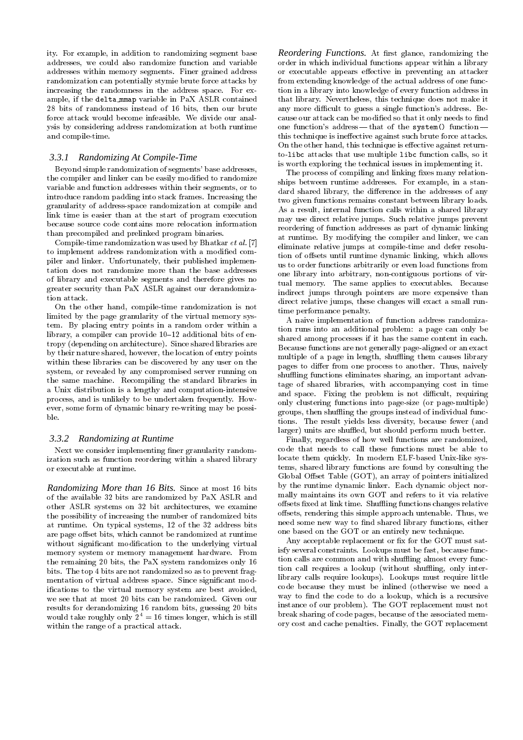ity. For example, in addition to randomizing segment base addresses, we could also randomize function and variable addresses within memory segments. Finer grained address randomization can potentially stymie brute force attacks by increasing the randomness in the address space. For example, if the `delta_mmap` variable in PaX ASLR contained 28 bits of randomness instead of 16 bits, then our brute force attack would become infeasible. We divide our analysis by considering address randomization at both runtime and compile-time.

### 3.3.1 Randomizing At Compile-Time

Beyond simple randomization of segments' base addresses, the compiler and linker can be easily modified to randomize variable and function addresses within their segments, or to introduce random padding into stack frames. Increasing the granularity of address-space randomization at compile and link time is easier than at the start of program execution because source code contains more relocation information than precompiled and prelinked program binaries.

Compile-time randomization was used by Bhatkar *et al.* [7] to implement address randomization with a modified compiler and linker. Unfortunately, their published implementation does not randomize more than the base addresses of library and executable segments and therefore gives no greater security than PaX ASLR against our derandomization attack.

On the other hand, compile-time randomization is not limited by the page granularity of the virtual memory system. By placing entry points in a random order within a library, a compiler can provide 10–12 additional bits of entropy (depending on architecture). Since shared libraries are by their nature shared, however, the location of entry points within these libraries can be discovered by any user on the system, or revealed by any compromised server running on the same machine. Recompiling the standard libraries in a Unix distribution is a lengthy and computation-intensive process, and is unlikely to be undertaken frequently. However, some form of dynamic binary re-writing may be possible.

### 3.3.2 Randomizing at Runtime

Next we consider implementing finer granularity randomization such as function reordering within a shared library or executable at runtime.

*Randomizing More than 16 Bits.* Since at most 16 bits of the available 32 bits are randomized by PaX ASLR and other ASLR systems on 32 bit architectures, we examine the possibility of increasing the number of randomized bits at runtime. On typical systems, 12 of the 32 address bits are page offset bits, which cannot be randomized at runtime without significant modification to the underlying virtual memory system or memory management hardware. From the remaining 20 bits, the PaX system randomizes only 16 bits. The top 4 bits are not randomized so as to prevent fragmentation of virtual address space. Since significant modifications to the virtual memory system are best avoided, we see that at most 20 bits can be randomized. Given our results for derandomizing 16 random bits, guessing 20 bits would take roughly only $2^4 = 16$ times longer, which is still within the range of a practical attack.

*Reordering Functions.* At first glance, randomizing the order in which individual functions appear within a library or executable appears effective in preventing an attacker from extending knowledge of the actual address of one function in a library into knowledge of every function address in that library. Nevertheless, this technique does not make it any more difficult to guess a single function's address. Because our attack can be modified so that it only needs to find one function's address — that of the `system()` function — this technique is ineffective against such brute force attacks. On the other hand, this technique is effective against return-to-`libc` attacks that use multiple `libc` function calls, so it is worth exploring the technical issues in implementing it.

The process of compiling and linking fixes many relationships between runtime addresses. For example, in a standard shared library, the difference in the addresses of any two given functions remains constant between library loads. As a result, internal function calls within a shared library may use direct relative jumps. Such relative jumps prevent reordering of function addresses as part of dynamic linking at runtime. By modifying the compiler and linker, we can eliminate relative jumps at compile-time and defer resolution of offsets until runtime dynamic linking, which allows us to order functions arbitrarily or even load functions from one library into arbitrary, non-contiguous portions of virtual memory. The same applies to executables. Because indirect jumps through pointers are more expensive than direct relative jumps, these changes will exact a small runtime performance penalty.

A naive implementation of function address randomization runs into an additional problem: a page can only be shared among processes if it has the same content in each. Because functions are not generally page-aligned or an exact multiple of a page in length, shuffling them causes library pages to differ from one process to another. Thus, naively shuffling functions eliminates sharing, an important advantage of shared libraries, with accompanying cost in time and space. Fixing the problem is not difficult, requiring only clustering functions into page-size (or page-multiple) groups, then shuffling the groups instead of individual functions. The result yields less diversity, because fewer (and larger) units are shuffled, but should perform much better.

Finally, regardless of how well functions are randomized, code that needs to call these functions must be able to locate them quickly. In modern ELF-based Unix-like systems, shared library functions are found by consulting the Global Offset Table (GOT), an array of pointers initialized by the runtime dynamic linker. Each dynamic object normally maintains its own GOT and refers to it via relative offsets fixed at link time. Shuffling functions changes relative offsets, rendering this simple approach untenable. Thus, we need some new way to find shared library functions, either one based on the GOT or an entirely new technique.

Any acceptable replacement or fix for the GOT must satisfy several constraints. Lookups must be fast, because function calls are common and with shuffling almost every function call requires a lookup (without shuffling, only inter-library calls require lookups). Lookups must require little code because they must be inlined (otherwise we need a way to find the code to do a lookup, which is a recursive instance of our problem). The GOT replacement must not break sharing of code pages, because of the associated memory cost and cache penalties. Finally, the GOT replacement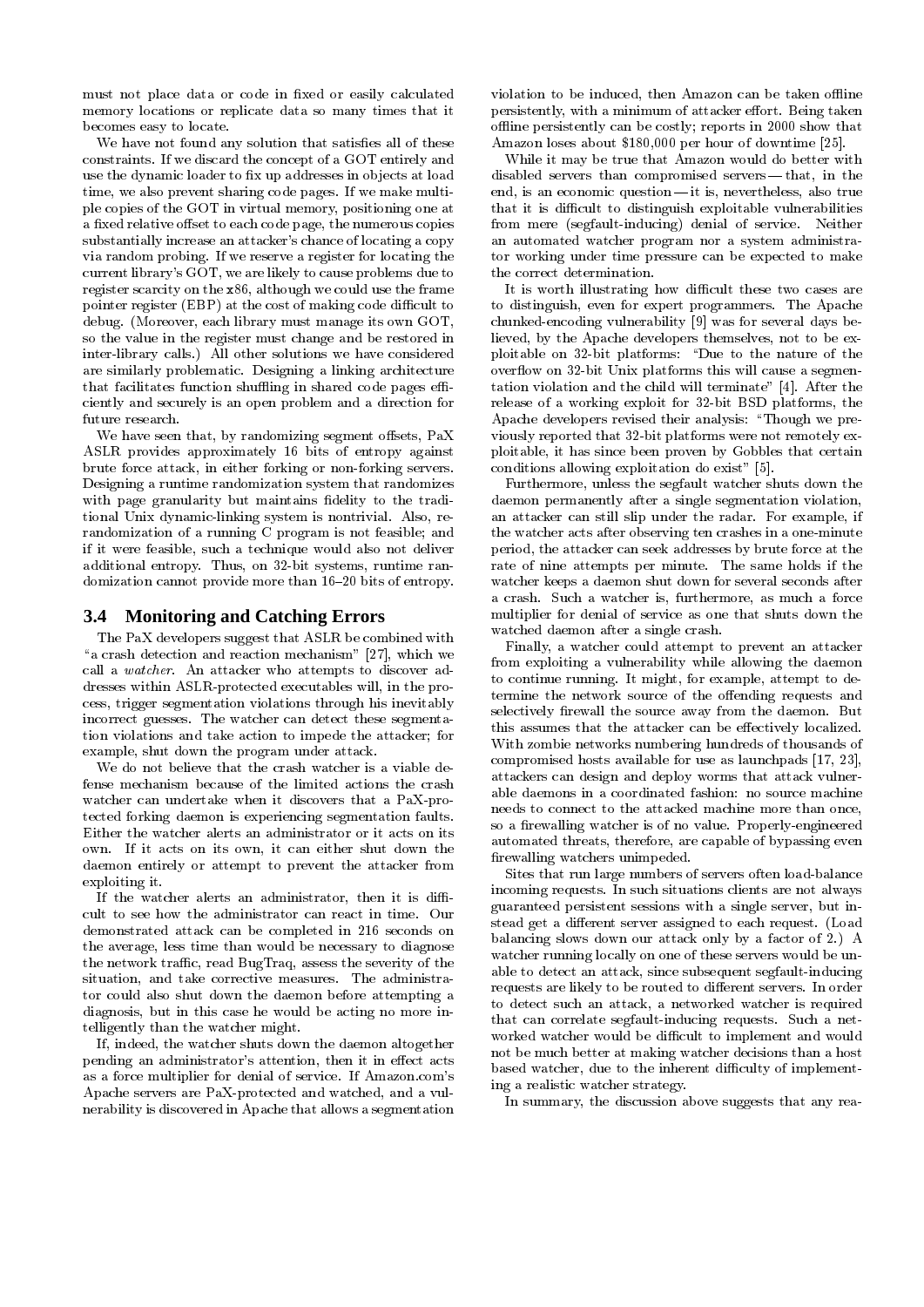must not place data or code in fixed or easily calculated memory locations or replicate data so many times that it becomes easy to locate.

We have not found any solution that satisfies all of these constraints. If we discard the concept of a GOT entirely and use the dynamic loader to fix up addresses in objects at load time, we also prevent sharing code pages. If we make multiple copies of the GOT in virtual memory, positioning one at a fixed relative offset to each code page, the numerous copies substantially increase an attacker's chance of locating a copy via random probing. If we reserve a register for locating the current library's GOT, we are likely to cause problems due to register scarcity on the x86, although we could use the frame pointer register (EBP) at the cost of making code difficult to debug. (Moreover, each library must manage its own GOT, so the value in the register must change and be restored in inter-library calls.) All other solutions we have considered are similarly problematic. Designing a linking architecture that facilitates function shuffling in shared code pages efficiently and securely is an open problem and a direction for future research.

We have seen that, by randomizing segment offsets, PaX ASLR provides approximately 16 bits of entropy against brute force attack, in either forking or non-forking servers. Designing a runtime randomization system that randomizes with page granularity but maintains fidelity to the traditional Unix dynamic-linking system is nontrivial. Also, re-randomization of a running C program is not feasible; and if it were feasible, such a technique would also not deliver additional entropy. Thus, on 32-bit systems, runtime randomization cannot provide more than 16–20 bits of entropy.

### 3.4 Monitoring and Catching Errors

The PaX developers suggest that ASLR be combined with "a crash detection and reaction mechanism" [27], which we call a *watcher*. An attacker who attempts to discover addresses within ASLR-protected executables will, in the process, trigger segmentation violations through his inevitably incorrect guesses. The watcher can detect these segmentation violations and take action to impede the attacker; for example, shut down the program under attack.

We do not believe that the crash watcher is a viable defense mechanism because of the limited actions the crash watcher can undertake when it discovers that a PaX-protected forking daemon is experiencing segmentation faults. Either the watcher alerts an administrator or it acts on its own. If it acts on its own, it can either shut down the daemon entirely or attempt to prevent the attacker from exploiting it.

If the watcher alerts an administrator, then it is difficult to see how the administrator can react in time. Our demonstrated attack can be completed in 216 seconds on the average, less time than would be necessary to diagnose the network traffic, read BugTraq, assess the severity of the situation, and take corrective measures. The administrator could also shut down the daemon before attempting a diagnosis, but in this case he would be acting no more intelligently than the watcher might.

If, indeed, the watcher shuts down the daemon altogether pending an administrator's attention, then it in effect acts as a force multiplier for denial of service. If Amazon.com's Apache servers are PaX-protected and watched, and a vulnerability is discovered in Apache that allows a segmentation violation to be induced, then Amazon can be taken offline persistently, with a minimum of attacker effort. Being taken offline persistently can be costly; reports in 2000 show that Amazon loses about \$180,000 per hour of downtime [25].

While it may be true that Amazon would do better with disabled servers than compromised servers — that, in the end, is an economic question — it is, nevertheless, also true that it is difficult to distinguish exploitable vulnerabilities from mere (segfault-inducing) denial of service. Neither an automated watcher program nor a system administrator working under time pressure can be expected to make the correct determination.

It is worth illustrating how difficult these two cases are to distinguish, even for expert programmers. The Apache chunked-encoding vulnerability [9] was for several days believed, by the Apache developers themselves, not to be exploitable on 32-bit platforms: "Due to the nature of the overflow on 32-bit Unix platforms this will cause a segmentation violation and the child will terminate" [4]. After the release of a working exploit for 32-bit BSD platforms, the Apache developers revised their analysis: "Though we previously reported that 32-bit platforms were not remotely exploitable, it has since been proven by Gobbles that certain conditions allowing exploitation do exist" [5].

Furthermore, unless the segfault watcher shuts down the daemon permanently after a single segmentation violation, an attacker can still slip under the radar. For example, if the watcher acts after observing ten crashes in a one-minute period, the attacker can seek addresses by brute force at the rate of nine attempts per minute. The same holds if the watcher keeps a daemon shut down for several seconds after a crash. Such a watcher is, furthermore, as much a force multiplier for denial of service as one that shuts down the watched daemon after a single crash.

Finally, a watcher could attempt to prevent an attacker from exploiting a vulnerability while allowing the daemon to continue running. It might, for example, attempt to determine the network source of the offending requests and selectively firewall the source away from the daemon. But this assumes that the attacker can be effectively localized. With zombie networks numbering hundreds of thousands of compromised hosts available for use as launchpads [17, 23], attackers can design and deploy worms that attack vulnerable daemons in a coordinated fashion: no source machine needs to connect to the attacked machine more than once, so a firewalling watcher is of no value. Properly-engineered automated threats, therefore, are capable of bypassing even firewalling watchers unimpeded.

Sites that run large numbers of servers often load-balance incoming requests. In such situations clients are not always guaranteed persistent sessions with a single server, but instead get a different server assigned to each request. (Load balancing slows down our attack only by a factor of 2.) A watcher running locally on one of these servers would be unable to detect an attack, since subsequent segfault-inducing requests are likely to be routed to different servers. In order to detect such an attack, a networked watcher is required that can correlate segfault-inducing requests. Such a networked watcher would be difficult to implement and would not be much better at making watcher decisions than a host based watcher, due to the inherent difficulty of implementing a realistic watcher strategy.

In summary, the discussion above suggests that any rea-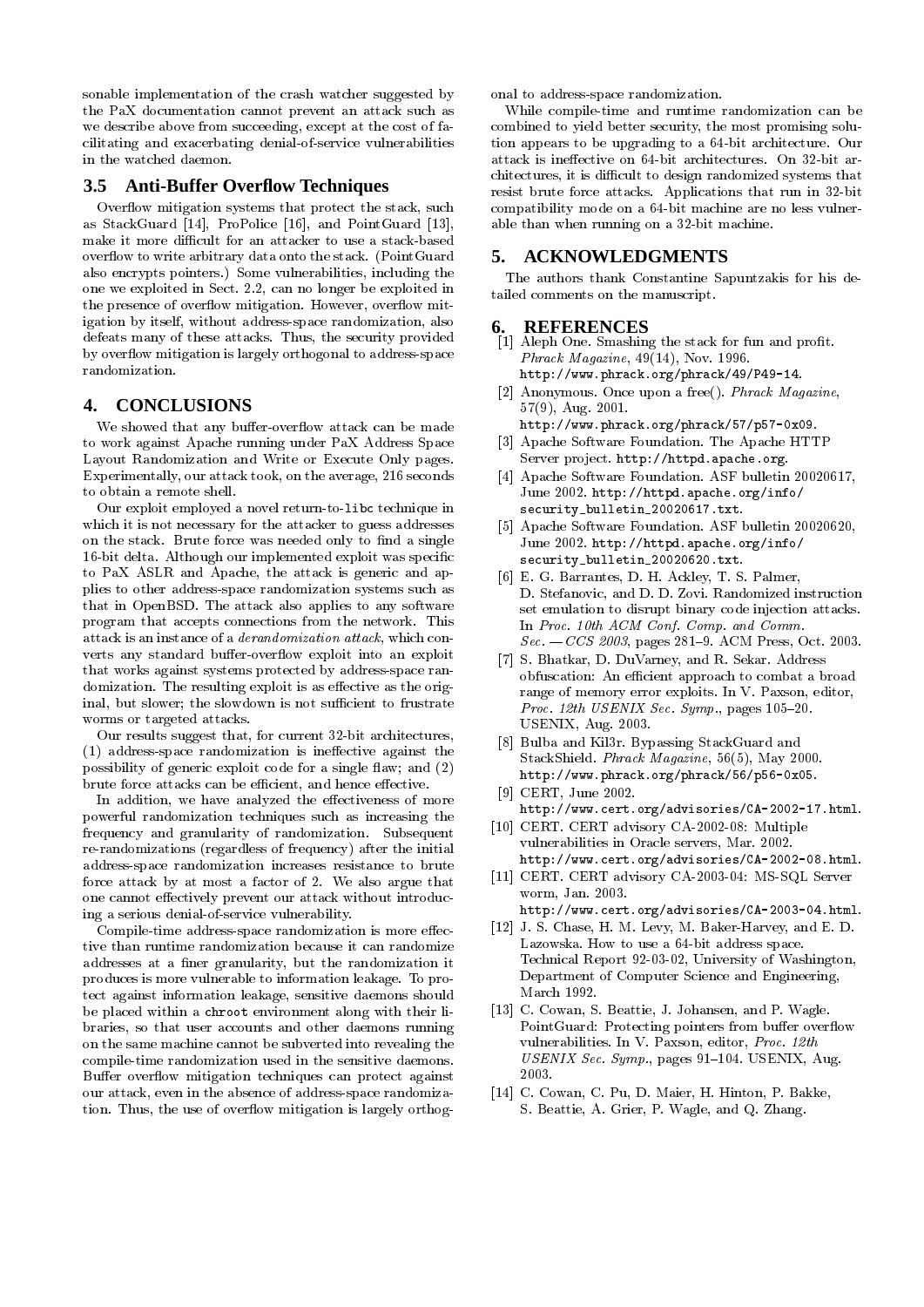sonable implementation of the crash watcher suggested by the PaX documentation cannot prevent an attack such as we describe above from succeeding, except at the cost of facilitating and exacerbating denial-of-service vulnerabilities in the watched daemon.

### 3.5 Anti-Buffer Overflow Techniques

Overflow mitigation systems that protect the stack, such as StackGuard [14], ProPolice [16], and PointGuard [13], make it more difficult for an attacker to use a stack-based overflow to write arbitrary data onto the stack. (PointGuard also encrypts pointers.) Some vulnerabilities, including the one we exploited in Sect. 2.2, can no longer be exploited in the presence of overflow mitigation. However, overflow mitigation by itself, without address-space randomization, also defeats many of these attacks. Thus, the security provided by overflow mitigation is largely orthogonal to address-space randomization.

## 4. CONCLUSIONS

We showed that any buffer-overflow attack can be made to work against Apache running under PaX Address Space Layout Randomization and Write or Execute Only pages. Experimentally, our attack took, on the average, 216 seconds to obtain a remote shell.

Our exploit employed a novel return-to-`libc` technique in which it is not necessary for the attacker to guess addresses on the stack. Brute force was needed only to find a single 16-bit delta. Although our implemented exploit was specific to PaX ASLR and Apache, the attack is generic and applies to other address-space randomization systems such as that in OpenBSD. The attack also applies to any software program that accepts connections from the network. This attack is an instance of a *derandomization attack*, which converts any standard buffer-overflow exploit into an exploit that works against systems protected by address-space randomization. The resulting exploit is as effective as the original, but slower; the slowdown is not sufficient to frustrate worms or targeted attacks.

Our results suggest that, for current 32-bit architectures, (1) address-space randomization is ineffective against the possibility of generic exploit code for a single flaw; and (2) brute force attacks can be efficient, and hence effective.

In addition, we have analyzed the effectiveness of more powerful randomization techniques such as increasing the frequency and granularity of randomization. Subsequent re-randomizations (regardless of frequency) after the initial address-space randomization increases resistance to brute force attack by at most a factor of 2. We also argue that one cannot effectively prevent our attack without introducing a serious denial-of-service vulnerability.

Compile-time address-space randomization is more effective than runtime randomization because it can randomize addresses at a finer granularity, but the randomization it produces is more vulnerable to information leakage. To protect against information leakage, sensitive daemons should be placed within a `chroot` environment along with their libraries, so that user accounts and other daemons running on the same machine cannot be subverted into revealing the compile-time randomization used in the sensitive daemons. Buffer overflow mitigation techniques can protect against our attack, even in the absence of address-space randomization. Thus, the use of overflow mitigation is largely orthogonal to address-space randomization.

While compile-time and runtime randomization can be combined to yield better security, the most promising solution appears to be upgrading to a 64-bit architecture. Our attack is ineffective on 64-bit architectures. On 32-bit architectures, it is difficult to design randomized systems that resist brute force attacks. Applications that run in 32-bit compatibility mode on a 64-bit machine are no less vulnerable than when running on a 32-bit machine.

## 5. ACKNOWLEDGMENTS

The authors thank Constantine Sapuntzakis for his detailed comments on the manuscript.

## 6. REFERENCES

[1] Aleph One. Smashing the stack for fun and profit. *Phrack Magazine*, 49(14), Nov. 1996. `http://www.phrack.org/phrack/49/P49-14`.

[2] Anonymous. Once upon a free(). *Phrack Magazine*, 57(9), Aug. 2001. `http://www.phrack.org/phrack/57/p57-0x09`.

[3] Apache Software Foundation. The Apache HTTP Server project. `http://httpd.apache.org`.

[4] Apache Software Foundation. ASF bulletin 20020617, June 2002. `http://httpd.apache.org/info/security_bulletin_20020617.txt`.

[5] Apache Software Foundation. ASF bulletin 20020620, June 2002. `http://httpd.apache.org/info/security_bulletin_20020620.txt`.

[6] E. G. Barrantes, D. H. Ackley, T. S. Palmer, D. Stefanovic, and D. D. Zovi. Randomized instruction set emulation to disrupt binary code injection attacks. In *Proc. 10th ACM Conf. Comp. and Comm. Sec. — CCS 2003*, pages 281–9. ACM Press, Oct. 2003.

[7] S. Bhatkar, D. DuVarney, and R. Sekar. Address obfuscation: An efficient approach to combat a broad range of memory error exploits. In V. Paxson, editor, *Proc. 12th USENIX Sec. Symp.*, pages 105–20. USENIX, Aug. 2003.

[8] Bulba and Kil3r. Bypassing StackGuard and StackShield. *Phrack Magazine*, 56(5), May 2000. `http://www.phrack.org/phrack/56/p56-0x05`.

[9] CERT, June 2002. `http://www.cert.org/advisories/CA-2002-17.html`.

[10] CERT. CERT advisory CA-2002-08: Multiple vulnerabilities in Oracle servers, Mar. 2002. `http://www.cert.org/advisories/CA-2002-08.html`.

[11] CERT. CERT advisory CA-2003-04: MS-SQL Server worm, Jan. 2003. `http://www.cert.org/advisories/CA-2003-04.html`.

[12] J. S. Chase, H. M. Levy, M. Baker-Harvey, and E. D. Lazowska. How to use a 64-bit address space. Technical Report 92-03-02, University of Washington, Department of Computer Science and Engineering, March 1992.

[13] C. Cowan, S. Beattie, J. Johansen, and P. Wagle. PointGuard: Protecting pointers from buffer overflow vulnerabilities. In V. Paxson, editor, *Proc. 12th USENIX Sec. Symp.*, pages 91–104. USENIX, Aug. 2003.

[14] C. Cowan, C. Pu, D. Maier, H. Hinton, P. Bakke, S. Beattie, A. Grier, P. Wagle, and Q. Zhang.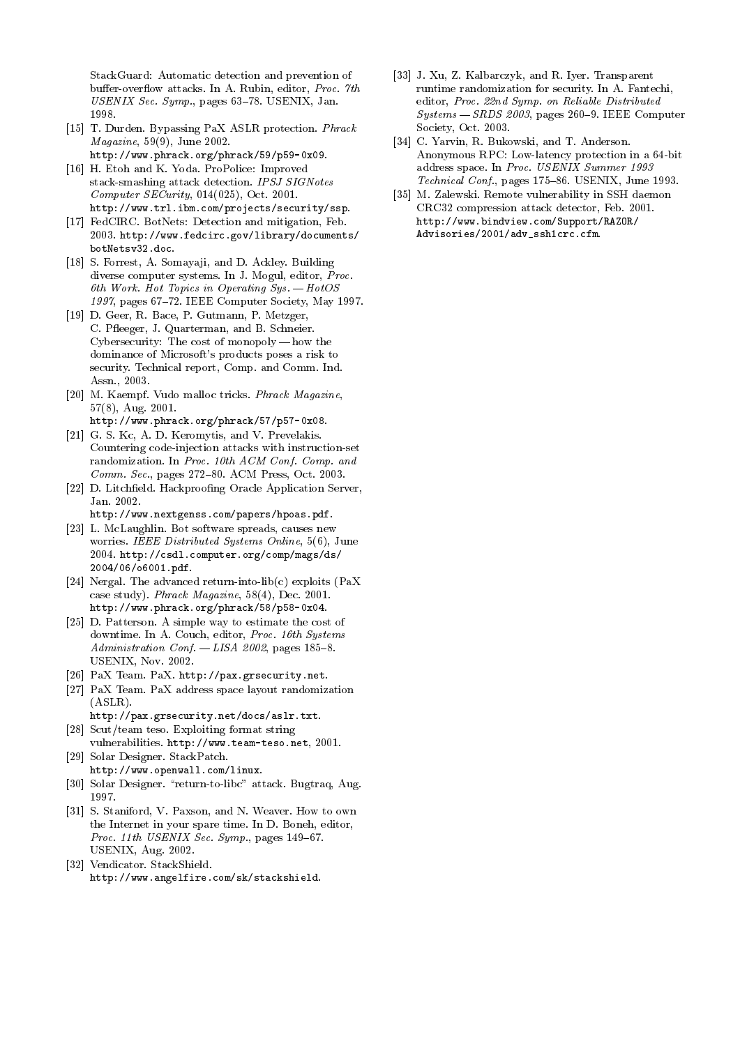StackGuard: Automatic detection and prevention of buffer-overflow attacks. In A. Rubin, editor, *Proc. 7th USENIX Sec. Symp.*, pages 63–78. USENIX, Jan. 1998.

[15] T. Durden. Bypassing PaX ASLR protection. *Phrack Magazine*, 59(9), June 2002. http://www.phrack.org/phrack/59/p59-0x09.

[16] H. Etoh and K. Yoda. ProPolice: Improved stack-smashing attack detection. *IPSJ SIGNotes Computer SECurity*, 014(025), Oct. 2001. http://www.trl.ibm.com/projects/security/ssp.

[17] FedCIRC. BotNets: Detection and mitigation, Feb. 2003. http://www.fedcirc.gov/library/documents/botNetsv32.doc.

[18] S. Forrest, A. Somayaji, and D. Ackley. Building diverse computer systems. In J. Mogul, editor, *Proc. 6th Work. Hot Topics in Operating Sys. — HotOS 1997*, pages 67–72. IEEE Computer Society, May 1997.

[19] D. Geer, R. Bace, P. Gutmann, P. Metzger, C. Pfleeger, J. Quarterman, and B. Schneier. Cybersecurity: The cost of monopoly — how the dominance of Microsoft's products poses a risk to security. Technical report, Comp. and Comm. Ind. Assn., 2003.

[20] M. Kaempf. Vudo malloc tricks. *Phrack Magazine*, 57(8), Aug. 2001. http://www.phrack.org/phrack/57/p57-0x08.

[21] G. S. Kc, A. D. Keromytis, and V. Prevelakis. Countering code-injection attacks with instruction-set randomization. In *Proc. 10th ACM Conf. Comp. and Comm. Sec.*, pages 272–80. ACM Press, Oct. 2003.

[22] D. Litchfield. Hackproofing Oracle Application Server, Jan. 2002. http://www.nextgenss.com/papers/hpoas.pdf.

[23] L. McLaughlin. Bot software spreads, causes new worries. *IEEE Distributed Systems Online*, 5(6), June 2004. http://csdl.computer.org/comp/mags/ds/2004/06/o6001.pdf.

[24] Nergal. The advanced return-into-lib(c) exploits (PaX case study). *Phrack Magazine*, 58(4), Dec. 2001. http://www.phrack.org/phrack/58/p58-0x04.

[25] D. Patterson. A simple way to estimate the cost of downtime. In A. Couch, editor, *Proc. 16th Systems Administration Conf. — LISA 2002*, pages 185–8. USENIX, Nov. 2002.

[26] PaX Team. PaX. http://pax.grsecurity.net.

[27] PaX Team. PaX address space layout randomization (ASLR). http://pax.grsecurity.net/docs/aslr.txt.

[28] Scut/team teso. Exploiting format string vulnerabilities. http://www.team-teso.net, 2001.

[29] Solar Designer. StackPatch. http://www.openwall.com/linux.

[30] Solar Designer. "return-to-libc" attack. Bugtraq, Aug. 1997.

[31] S. Staniford, V. Paxson, and N. Weaver. How to own the Internet in your spare time. In D. Boneh, editor, *Proc. 11th USENIX Sec. Symp.*, pages 149–67. USENIX, Aug. 2002.

[32] Vendicator. StackShield. http://www.angelfire.com/sk/stackshield.

[33] J. Xu, Z. Kalbarczyk, and R. Iyer. Transparent runtime randomization for security. In A. Fantechi, editor, *Proc. 22nd Symp. on Reliable Distributed Systems — SRDS 2003*, pages 260–9. IEEE Computer Society, Oct. 2003.

[34] C. Yarvin, R. Bukowski, and T. Anderson. Anonymous RPC: Low-latency protection in a 64-bit address space. In *Proc. USENIX Summer 1993 Technical Conf.*, pages 175–86. USENIX, June 1993.

[35] M. Zalewski. Remote vulnerability in SSH daemon CRC32 compression attack detector, Feb. 2001. http://www.bindview.com/Support/RAZOR/Advisories/2001/adv_ssh1crc.cfm.